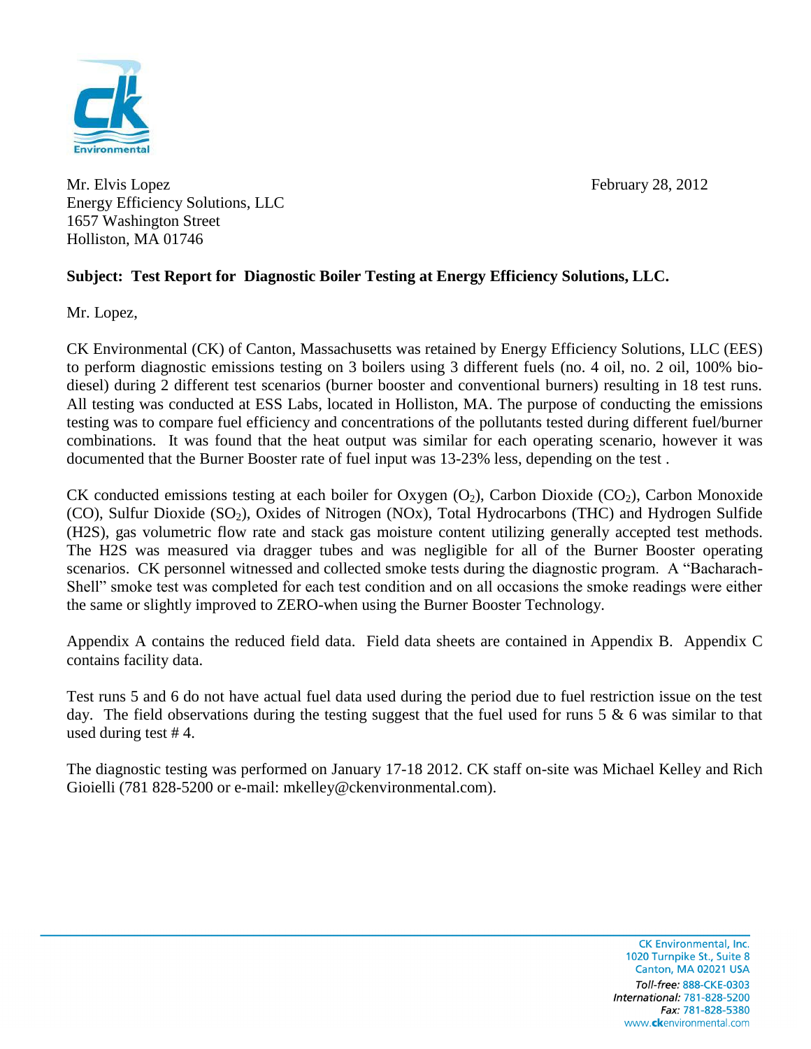Mr. Elvis Lopez
Energy Efficiency Solutions, LLC
1657 Washington Street
Holliston, MA 01746

February 28, 2012

**Subject: Test Report for Diagnostic Boiler Testing at Energy Efficiency Solutions, LLC.**

Mr. Lopez,

CK Environmental (CK) of Canton, Massachusetts was retained by Energy Efficiency Solutions, LLC (EES) to perform diagnostic emissions testing on 3 boilers using 3 different fuels (no. 4 oil, no. 2 oil, 100% bio-diesel) during 2 different test scenarios (burner booster and conventional burners) resulting in 18 test runs. All testing was conducted at ESS Labs, located in Holliston, MA. The purpose of conducting the emissions testing was to compare fuel efficiency and concentrations of the pollutants tested during different fuel/burner combinations. It was found that the heat output was similar for each operating scenario, however it was documented that the Burner Booster rate of fuel input was 13-23% less, depending on the test .

CK conducted emissions testing at each boiler for Oxygen ($O_2$), Carbon Dioxide ($CO_2$), Carbon Monoxide (CO), Sulfur Dioxide ($SO_2$), Oxides of Nitrogen (NOx), Total Hydrocarbons (THC) and Hydrogen Sulfide (H2S), gas volumetric flow rate and stack gas moisture content utilizing generally accepted test methods. The H2S was measured via dragger tubes and was negligible for all of the Burner Booster operating scenarios. CK personnel witnessed and collected smoke tests during the diagnostic program. A "Bacharach-Shell" smoke test was completed for each test condition and on all occasions the smoke readings were either the same or slightly improved to ZERO-when using the Burner Booster Technology.

Appendix A contains the reduced field data. Field data sheets are contained in Appendix B. Appendix C contains facility data.

Test runs 5 and 6 do not have actual fuel data used during the period due to fuel restriction issue on the test day. The field observations during the testing suggest that the fuel used for runs 5 & 6 was similar to that used during test # 4.

The diagnostic testing was performed on January 17-18 2012. CK staff on-site was Michael Kelley and Rich Gioielli (781 828-5200 or e-mail: mkelley@ckenvironmental.com).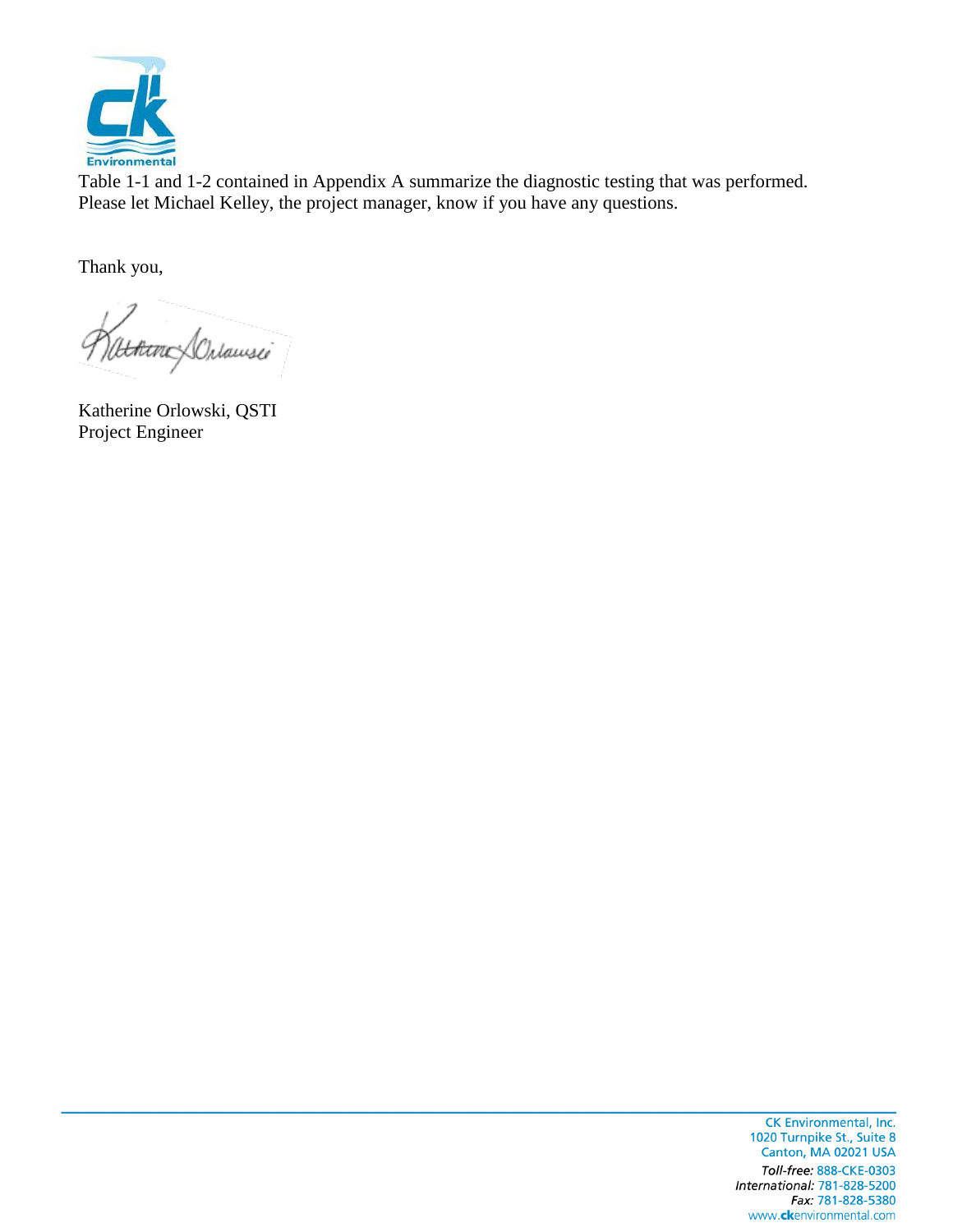Table 1-1 and 1-2 contained in Appendix A summarize the diagnostic testing that was performed. Please let Michael Kelley, the project manager, know if you have any questions.

Thank you,

Katherine Orlowski, QSTI
Project Engineer